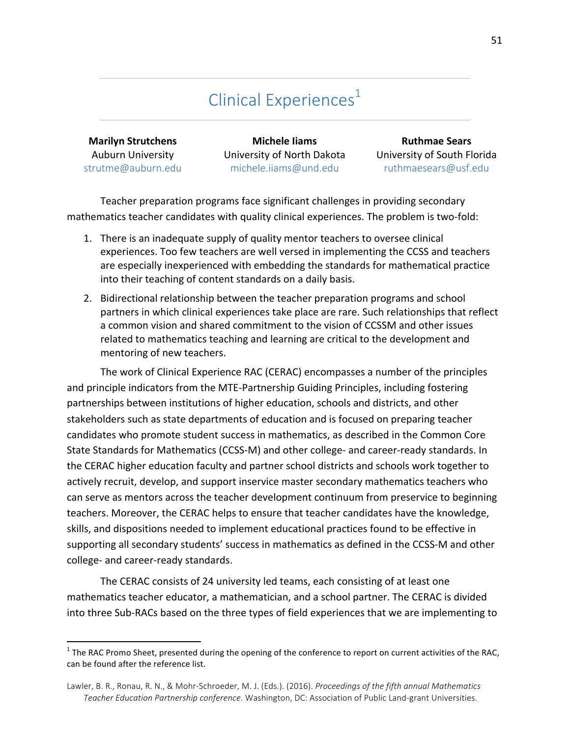# Clinical Experiences[1]

**Marilyn Strutchens**
Auburn University
strutme@auburn.edu

**Michele Iiams**
University of North Dakota
michele.iiams@und.edu

**Ruthmae Sears**
University of South Florida
ruthmaesears@usf.edu

Teacher preparation programs face significant challenges in providing secondary mathematics teacher candidates with quality clinical experiences. The problem is two-fold:

1. There is an inadequate supply of quality mentor teachers to oversee clinical experiences. Too few teachers are well versed in implementing the CCSS and teachers are especially inexperienced with embedding the standards for mathematical practice into their teaching of content standards on a daily basis.
2. Bidirectional relationship between the teacher preparation programs and school partners in which clinical experiences take place are rare. Such relationships that reflect a common vision and shared commitment to the vision of CCSSM and other issues related to mathematics teaching and learning are critical to the development and mentoring of new teachers.

The work of Clinical Experience RAC (CERAC) encompasses a number of the principles and principle indicators from the MTE-Partnership Guiding Principles, including fostering partnerships between institutions of higher education, schools and districts, and other stakeholders such as state departments of education and is focused on preparing teacher candidates who promote student success in mathematics, as described in the Common Core State Standards for Mathematics (CCSS-M) and other college- and career-ready standards. In the CERAC higher education faculty and partner school districts and schools work together to actively recruit, develop, and support inservice master secondary mathematics teachers who can serve as mentors across the teacher development continuum from preservice to beginning teachers. Moreover, the CERAC helps to ensure that teacher candidates have the knowledge, skills, and dispositions needed to implement educational practices found to be effective in supporting all secondary students' success in mathematics as defined in the CCSS-M and other college- and career-ready standards.

The CERAC consists of 24 university led teams, each consisting of at least one mathematics teacher educator, a mathematician, and a school partner. The CERAC is divided into three Sub-RACs based on the three types of field experiences that we are implementing to

[1] The RAC Promo Sheet, presented during the opening of the conference to report on current activities of the RAC, can be found after the reference list.

Lawler, B. R., Ronau, R. N., & Mohr-Schroeder, M. J. (Eds.). (2016). *Proceedings of the fifth annual Mathematics Teacher Education Partnership conference*. Washington, DC: Association of Public Land-grant Universities.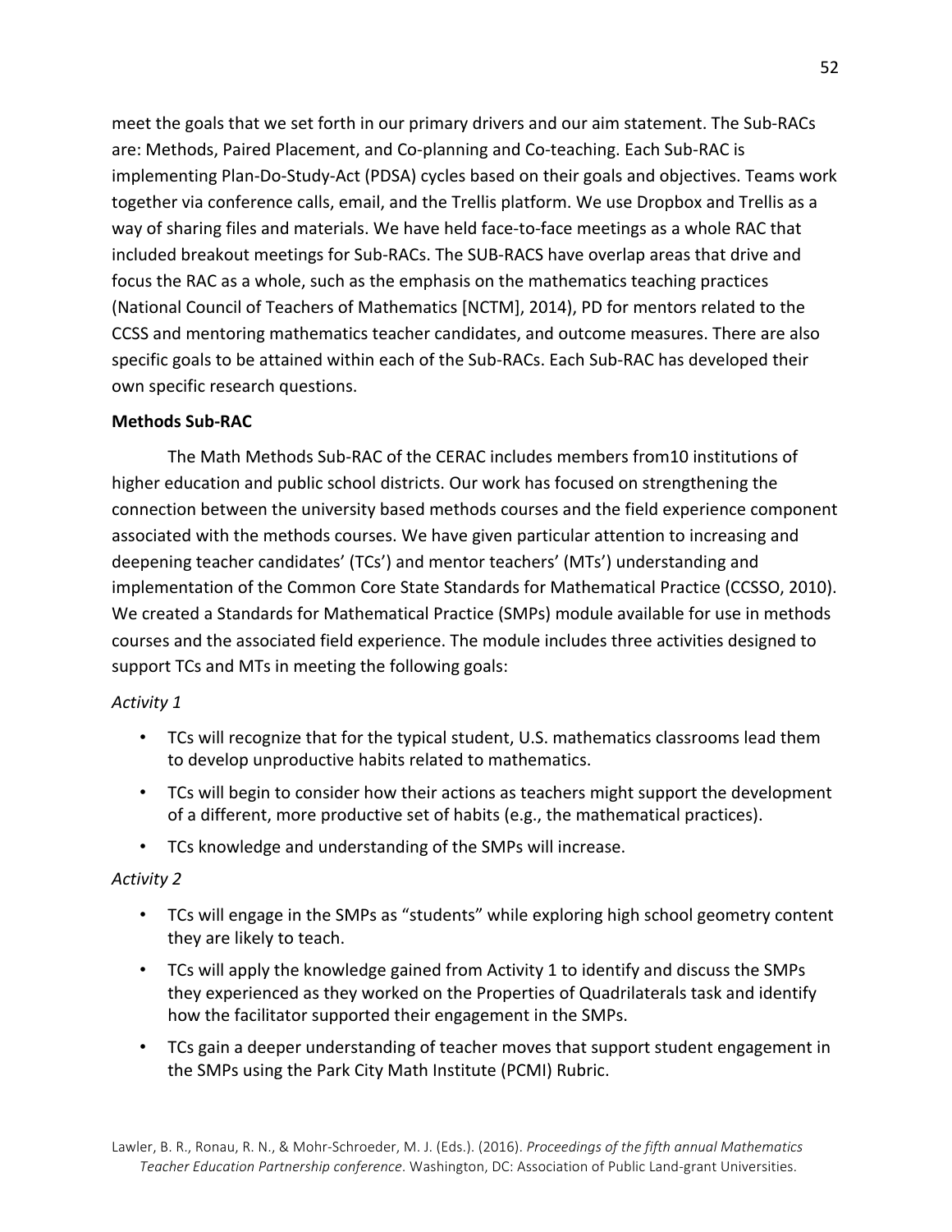meet the goals that we set forth in our primary drivers and our aim statement. The Sub-RACs are: Methods, Paired Placement, and Co-planning and Co-teaching. Each Sub-RAC is implementing Plan-Do-Study-Act (PDSA) cycles based on their goals and objectives. Teams work together via conference calls, email, and the Trellis platform. We use Dropbox and Trellis as a way of sharing files and materials. We have held face-to-face meetings as a whole RAC that included breakout meetings for Sub-RACs. The SUB-RACS have overlap areas that drive and focus the RAC as a whole, such as the emphasis on the mathematics teaching practices (National Council of Teachers of Mathematics [NCTM], 2014), PD for mentors related to the CCSS and mentoring mathematics teacher candidates, and outcome measures. There are also specific goals to be attained within each of the Sub-RACs. Each Sub-RAC has developed their own specific research questions.

**Methods Sub-RAC**

The Math Methods Sub-RAC of the CERAC includes members from10 institutions of higher education and public school districts. Our work has focused on strengthening the connection between the university based methods courses and the field experience component associated with the methods courses. We have given particular attention to increasing and deepening teacher candidates' (TCs') and mentor teachers' (MTs') understanding and implementation of the Common Core State Standards for Mathematical Practice (CCSSO, 2010). We created a Standards for Mathematical Practice (SMPs) module available for use in methods courses and the associated field experience. The module includes three activities designed to support TCs and MTs in meeting the following goals:

*Activity 1*

- TCs will recognize that for the typical student, U.S. mathematics classrooms lead them to develop unproductive habits related to mathematics.
- TCs will begin to consider how their actions as teachers might support the development of a different, more productive set of habits (e.g., the mathematical practices).
- TCs knowledge and understanding of the SMPs will increase.

*Activity 2*

- TCs will engage in the SMPs as "students" while exploring high school geometry content they are likely to teach.
- TCs will apply the knowledge gained from Activity 1 to identify and discuss the SMPs they experienced as they worked on the Properties of Quadrilaterals task and identify how the facilitator supported their engagement in the SMPs.
- TCs gain a deeper understanding of teacher moves that support student engagement in the SMPs using the Park City Math Institute (PCMI) Rubric.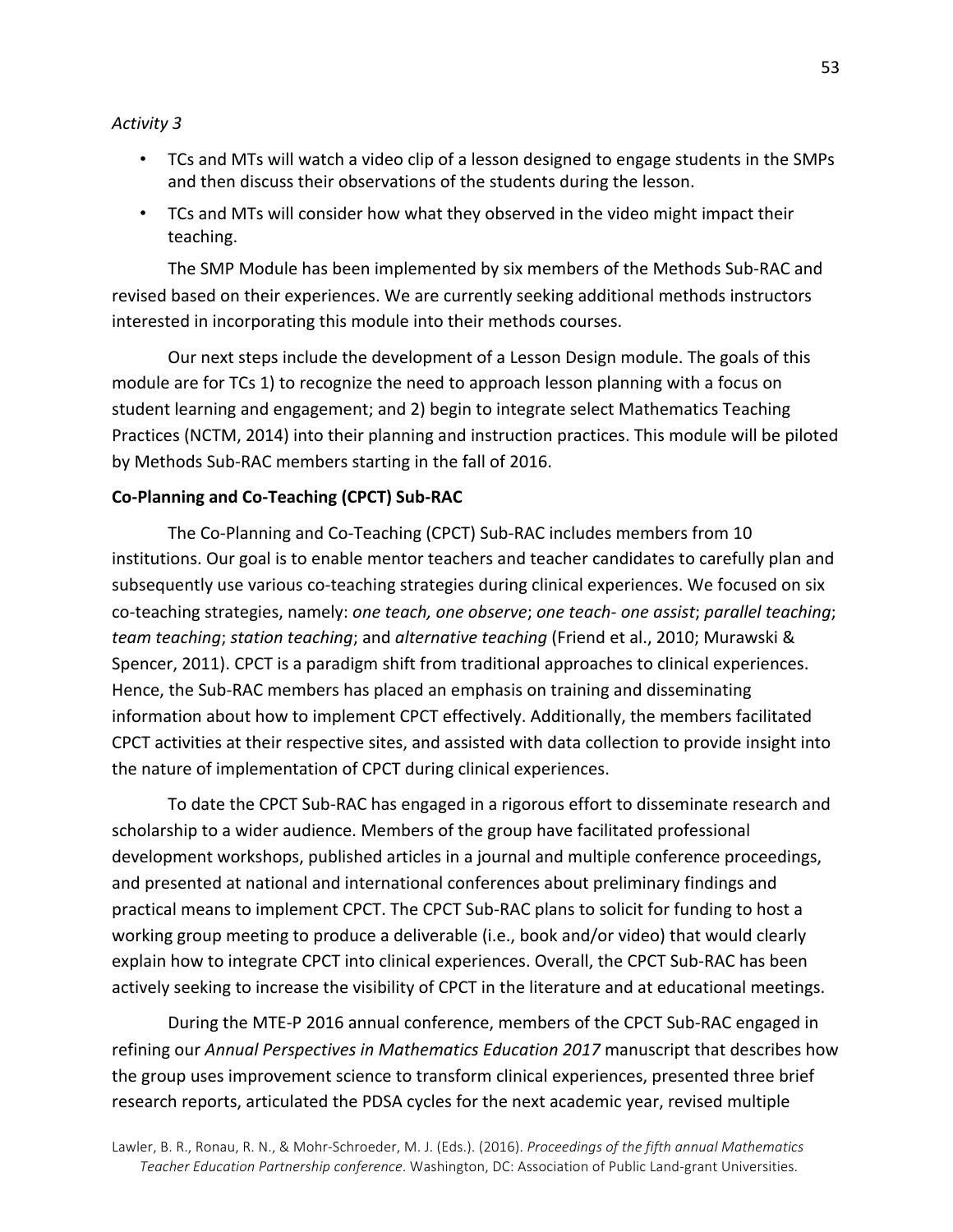*Activity 3*

- TCs and MTs will watch a video clip of a lesson designed to engage students in the SMPs and then discuss their observations of the students during the lesson.
- TCs and MTs will consider how what they observed in the video might impact their teaching.

The SMP Module has been implemented by six members of the Methods Sub-RAC and revised based on their experiences. We are currently seeking additional methods instructors interested in incorporating this module into their methods courses.

Our next steps include the development of a Lesson Design module. The goals of this module are for TCs 1) to recognize the need to approach lesson planning with a focus on student learning and engagement; and 2) begin to integrate select Mathematics Teaching Practices (NCTM, 2014) into their planning and instruction practices. This module will be piloted by Methods Sub-RAC members starting in the fall of 2016.

**Co-Planning and Co-Teaching (CPCT) Sub-RAC**

The Co-Planning and Co-Teaching (CPCT) Sub-RAC includes members from 10 institutions. Our goal is to enable mentor teachers and teacher candidates to carefully plan and subsequently use various co-teaching strategies during clinical experiences. We focused on six co-teaching strategies, namely: *one teach, one observe*; *one teach- one assist*; *parallel teaching*; *team teaching*; *station teaching*; and *alternative teaching* (Friend et al., 2010; Murawski & Spencer, 2011). CPCT is a paradigm shift from traditional approaches to clinical experiences. Hence, the Sub-RAC members has placed an emphasis on training and disseminating information about how to implement CPCT effectively. Additionally, the members facilitated CPCT activities at their respective sites, and assisted with data collection to provide insight into the nature of implementation of CPCT during clinical experiences.

To date the CPCT Sub-RAC has engaged in a rigorous effort to disseminate research and scholarship to a wider audience. Members of the group have facilitated professional development workshops, published articles in a journal and multiple conference proceedings, and presented at national and international conferences about preliminary findings and practical means to implement CPCT. The CPCT Sub-RAC plans to solicit for funding to host a working group meeting to produce a deliverable (i.e., book and/or video) that would clearly explain how to integrate CPCT into clinical experiences. Overall, the CPCT Sub-RAC has been actively seeking to increase the visibility of CPCT in the literature and at educational meetings.

During the MTE-P 2016 annual conference, members of the CPCT Sub-RAC engaged in refining our *Annual Perspectives in Mathematics Education 2017* manuscript that describes how the group uses improvement science to transform clinical experiences, presented three brief research reports, articulated the PDSA cycles for the next academic year, revised multiple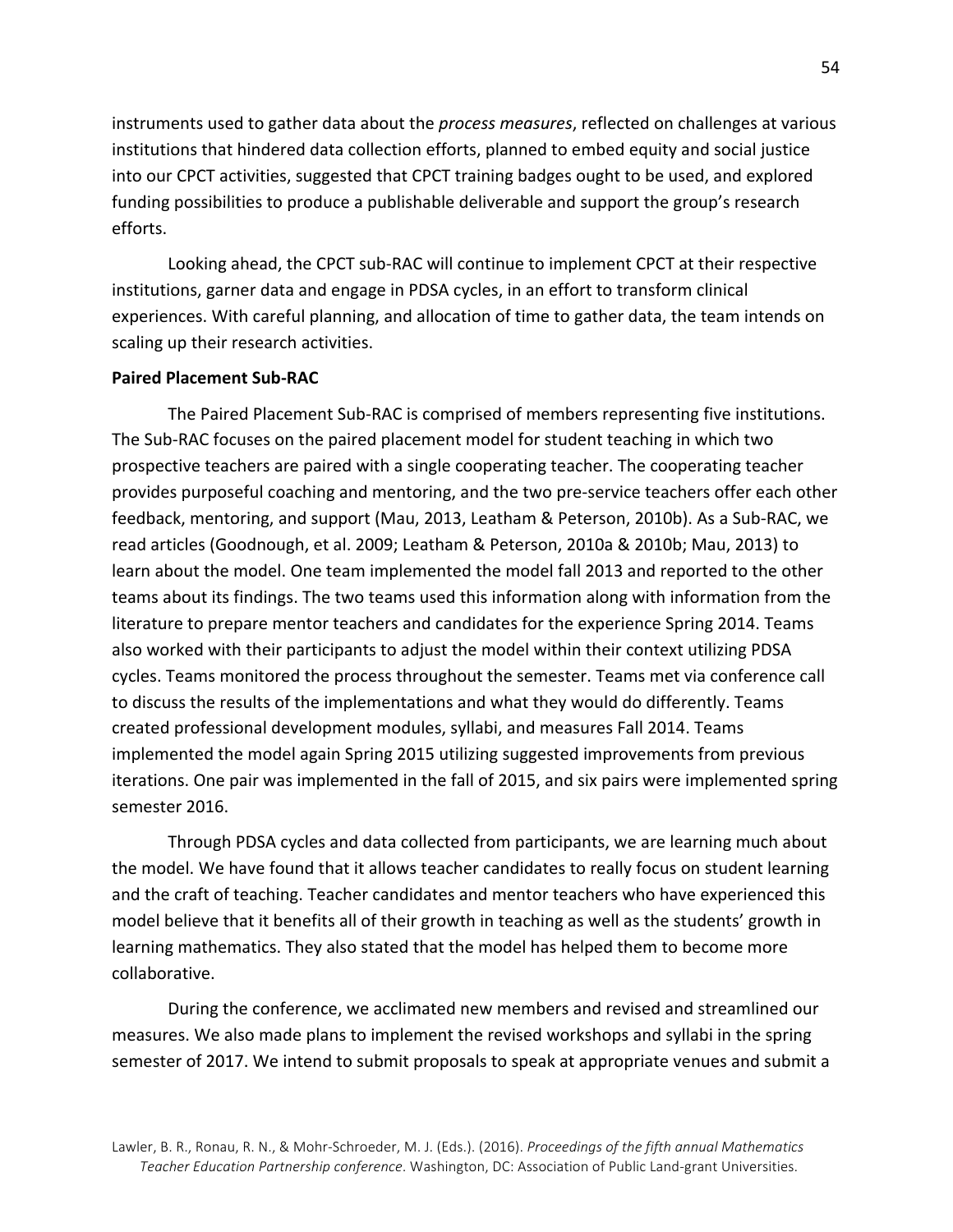instruments used to gather data about the *process measures*, reflected on challenges at various institutions that hindered data collection efforts, planned to embed equity and social justice into our CPCT activities, suggested that CPCT training badges ought to be used, and explored funding possibilities to produce a publishable deliverable and support the group's research efforts.

Looking ahead, the CPCT sub-RAC will continue to implement CPCT at their respective institutions, garner data and engage in PDSA cycles, in an effort to transform clinical experiences. With careful planning, and allocation of time to gather data, the team intends on scaling up their research activities.

**Paired Placement Sub-RAC**

The Paired Placement Sub-RAC is comprised of members representing five institutions. The Sub-RAC focuses on the paired placement model for student teaching in which two prospective teachers are paired with a single cooperating teacher. The cooperating teacher provides purposeful coaching and mentoring, and the two pre-service teachers offer each other feedback, mentoring, and support (Mau, 2013, Leatham & Peterson, 2010b). As a Sub-RAC, we read articles (Goodnough, et al. 2009; Leatham & Peterson, 2010a & 2010b; Mau, 2013) to learn about the model. One team implemented the model fall 2013 and reported to the other teams about its findings. The two teams used this information along with information from the literature to prepare mentor teachers and candidates for the experience Spring 2014. Teams also worked with their participants to adjust the model within their context utilizing PDSA cycles. Teams monitored the process throughout the semester. Teams met via conference call to discuss the results of the implementations and what they would do differently. Teams created professional development modules, syllabi, and measures Fall 2014. Teams implemented the model again Spring 2015 utilizing suggested improvements from previous iterations. One pair was implemented in the fall of 2015, and six pairs were implemented spring semester 2016.

Through PDSA cycles and data collected from participants, we are learning much about the model. We have found that it allows teacher candidates to really focus on student learning and the craft of teaching. Teacher candidates and mentor teachers who have experienced this model believe that it benefits all of their growth in teaching as well as the students' growth in learning mathematics. They also stated that the model has helped them to become more collaborative.

During the conference, we acclimated new members and revised and streamlined our measures. We also made plans to implement the revised workshops and syllabi in the spring semester of 2017. We intend to submit proposals to speak at appropriate venues and submit a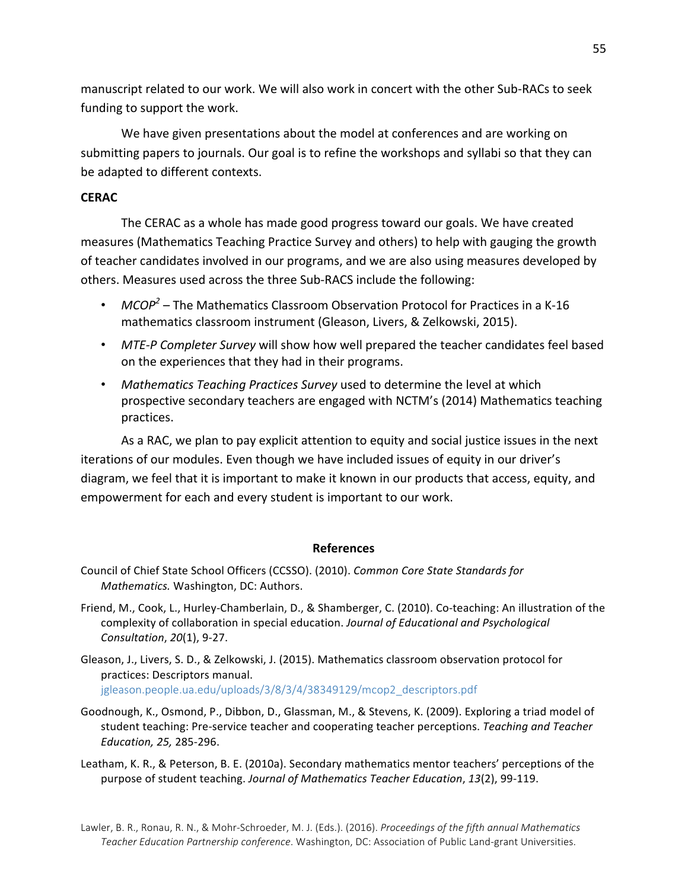manuscript related to our work. We will also work in concert with the other Sub-RACs to seek funding to support the work.

We have given presentations about the model at conferences and are working on submitting papers to journals. Our goal is to refine the workshops and syllabi so that they can be adapted to different contexts.

**CERAC**

The CERAC as a whole has made good progress toward our goals. We have created measures (Mathematics Teaching Practice Survey and others) to help with gauging the growth of teacher candidates involved in our programs, and we are also using measures developed by others. Measures used across the three Sub-RACS include the following:

- *MCOP²* – The Mathematics Classroom Observation Protocol for Practices in a K-16 mathematics classroom instrument (Gleason, Livers, & Zelkowski, 2015).
- *MTE-P Completer Survey* will show how well prepared the teacher candidates feel based on the experiences that they had in their programs.
- *Mathematics Teaching Practices Survey* used to determine the level at which prospective secondary teachers are engaged with NCTM's (2014) Mathematics teaching practices.

As a RAC, we plan to pay explicit attention to equity and social justice issues in the next iterations of our modules. Even though we have included issues of equity in our driver's diagram, we feel that it is important to make it known in our products that access, equity, and empowerment for each and every student is important to our work.

## References

Council of Chief State School Officers (CCSSO). (2010). *Common Core State Standards for Mathematics.* Washington, DC: Authors.

Friend, M., Cook, L., Hurley-Chamberlain, D., & Shamberger, C. (2010). Co-teaching: An illustration of the complexity of collaboration in special education. *Journal of Educational and Psychological Consultation*, *20*(1), 9-27.

Gleason, J., Livers, S. D., & Zelkowski, J. (2015). Mathematics classroom observation protocol for practices: Descriptors manual. jgleason.people.ua.edu/uploads/3/8/3/4/38349129/mcop2_descriptors.pdf

Goodnough, K., Osmond, P., Dibbon, D., Glassman, M., & Stevens, K. (2009). Exploring a triad model of student teaching: Pre-service teacher and cooperating teacher perceptions. *Teaching and Teacher Education, 25,* 285-296.

Leatham, K. R., & Peterson, B. E. (2010a). Secondary mathematics mentor teachers' perceptions of the purpose of student teaching. *Journal of Mathematics Teacher Education*, *13*(2), 99-119.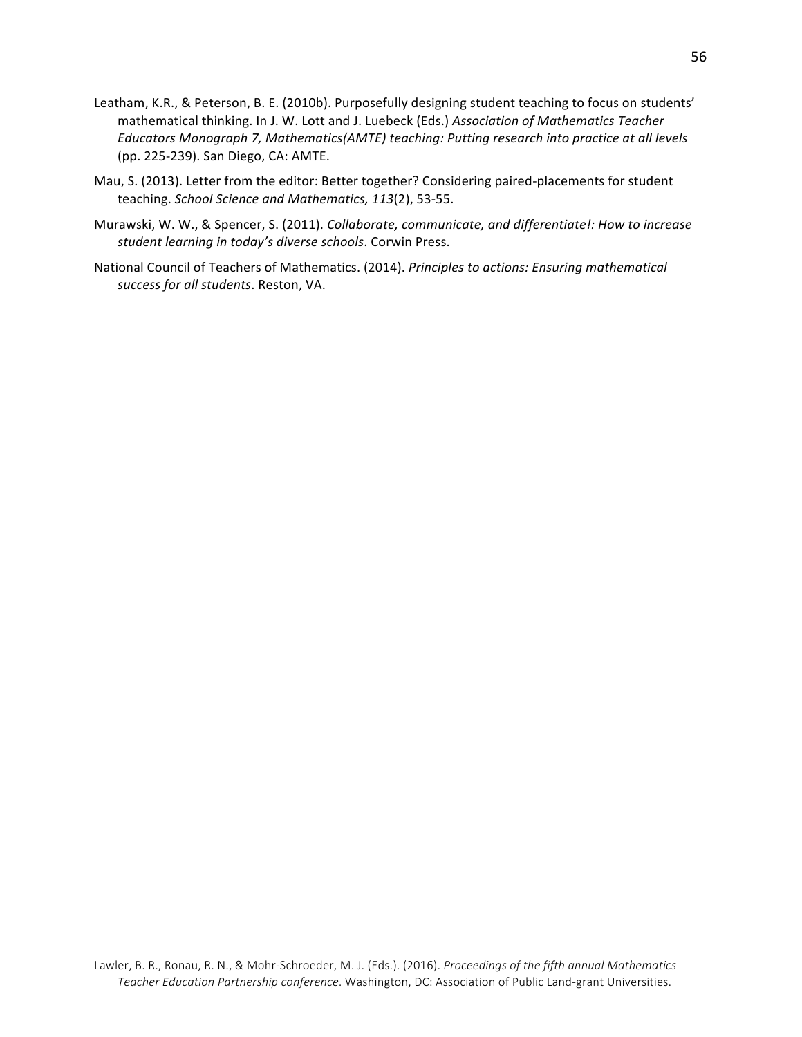Leatham, K.R., & Peterson, B. E. (2010b). Purposefully designing student teaching to focus on students' mathematical thinking. In J. W. Lott and J. Luebeck (Eds.) *Association of Mathematics Teacher Educators Monograph 7, Mathematics(AMTE) teaching: Putting research into practice at all levels* (pp. 225-239). San Diego, CA: AMTE.

Mau, S. (2013). Letter from the editor: Better together? Considering paired-placements for student teaching. *School Science and Mathematics, 113*(2), 53-55.

Murawski, W. W., & Spencer, S. (2011). *Collaborate, communicate, and differentiate!: How to increase student learning in today's diverse schools*. Corwin Press.

National Council of Teachers of Mathematics. (2014). *Principles to actions: Ensuring mathematical success for all students*. Reston, VA.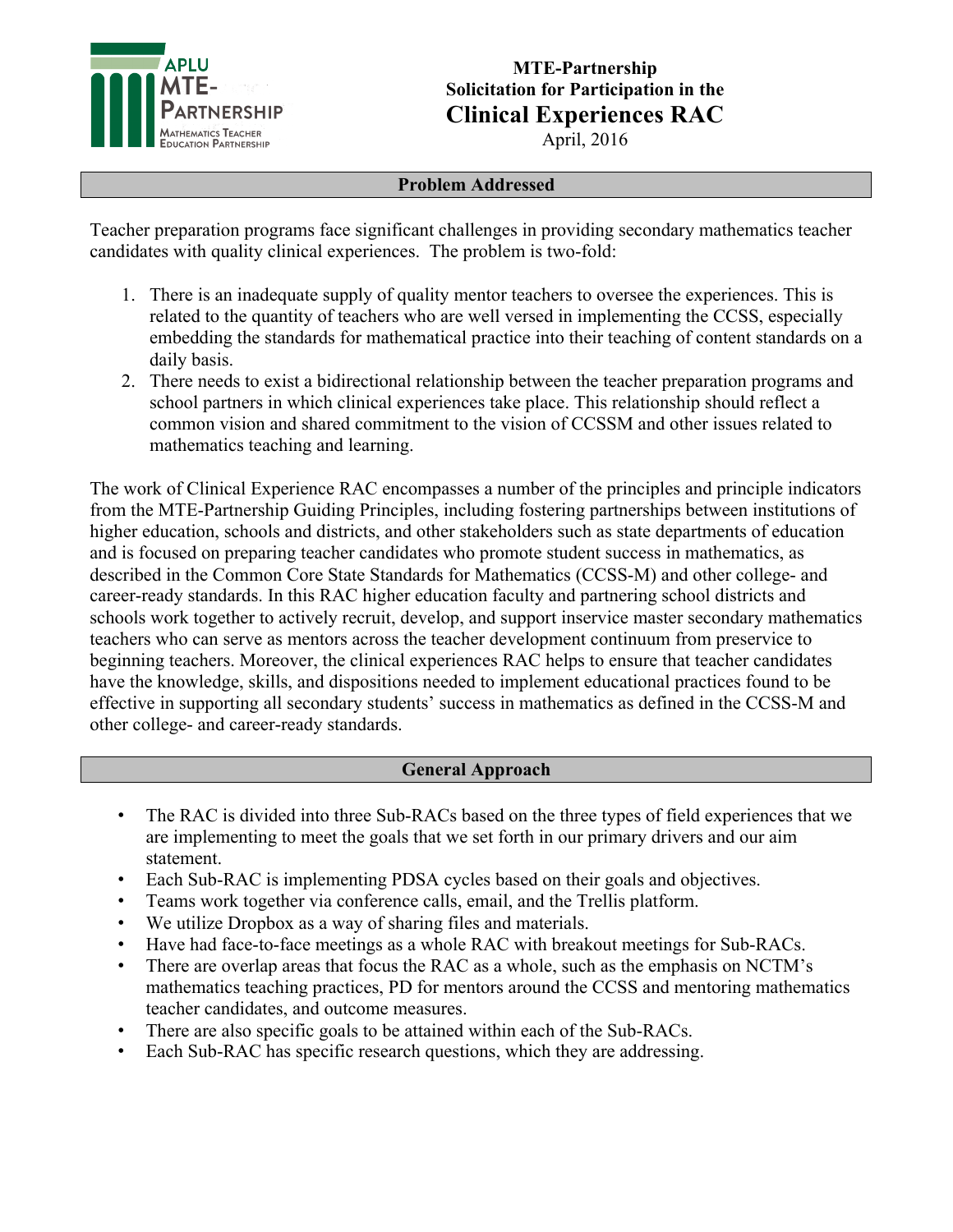**MTE-Partnership**
**Solicitation for Participation in the**
# Clinical Experiences RAC
April, 2016

## Problem Addressed

Teacher preparation programs face significant challenges in providing secondary mathematics teacher candidates with quality clinical experiences. The problem is two-fold:

1. There is an inadequate supply of quality mentor teachers to oversee the experiences. This is related to the quantity of teachers who are well versed in implementing the CCSS, especially embedding the standards for mathematical practice into their teaching of content standards on a daily basis.
2. There needs to exist a bidirectional relationship between the teacher preparation programs and school partners in which clinical experiences take place. This relationship should reflect a common vision and shared commitment to the vision of CCSSM and other issues related to mathematics teaching and learning.

The work of Clinical Experience RAC encompasses a number of the principles and principle indicators from the MTE-Partnership Guiding Principles, including fostering partnerships between institutions of higher education, schools and districts, and other stakeholders such as state departments of education and is focused on preparing teacher candidates who promote student success in mathematics, as described in the Common Core State Standards for Mathematics (CCSS-M) and other college- and career-ready standards. In this RAC higher education faculty and partnering school districts and schools work together to actively recruit, develop, and support inservice master secondary mathematics teachers who can serve as mentors across the teacher development continuum from preservice to beginning teachers. Moreover, the clinical experiences RAC helps to ensure that teacher candidates have the knowledge, skills, and dispositions needed to implement educational practices found to be effective in supporting all secondary students' success in mathematics as defined in the CCSS-M and other college- and career-ready standards.

## General Approach

- The RAC is divided into three Sub-RACs based on the three types of field experiences that we are implementing to meet the goals that we set forth in our primary drivers and our aim statement.
- Each Sub-RAC is implementing PDSA cycles based on their goals and objectives.
- Teams work together via conference calls, email, and the Trellis platform.
- We utilize Dropbox as a way of sharing files and materials.
- Have had face-to-face meetings as a whole RAC with breakout meetings for Sub-RACs.
- There are overlap areas that focus the RAC as a whole, such as the emphasis on NCTM's mathematics teaching practices, PD for mentors around the CCSS and mentoring mathematics teacher candidates, and outcome measures.
- There are also specific goals to be attained within each of the Sub-RACs.
- Each Sub-RAC has specific research questions, which they are addressing.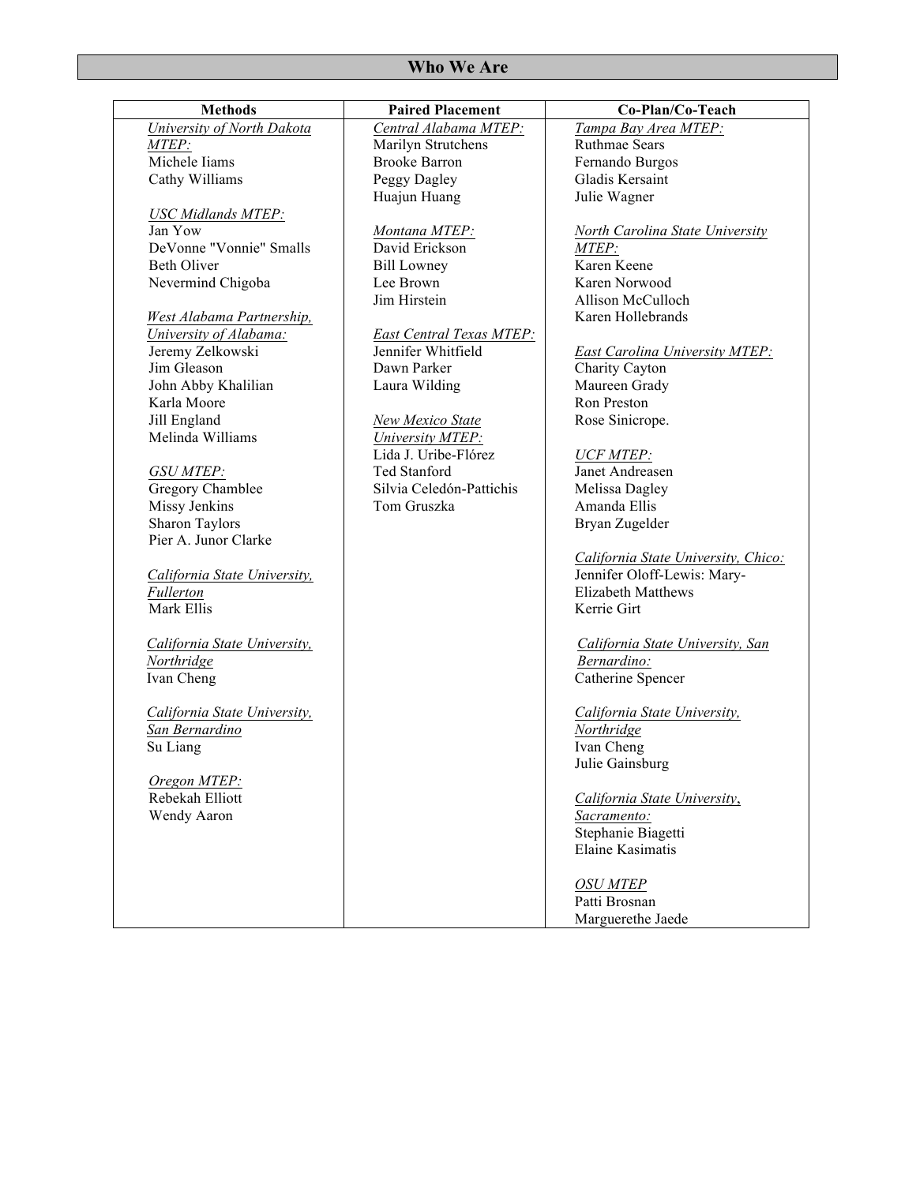## Who We Are

| Methods | Paired Placement | Co-Plan/Co-Teach |
|---|---|---|
| *University of North Dakota MTEP:*<br>Michele Iiams<br>Cathy Williams<br><br>*USC Midlands MTEP:*<br>Jan Yow<br>DeVonne "Vonnie" Smalls<br>Beth Oliver<br>Nevermind Chigoba<br><br>*West Alabama Partnership, University of Alabama:*<br>Jeremy Zelkowski<br>Jim Gleason<br>John Abby Khalilian<br>Karla Moore<br>Jill England<br>Melinda Williams<br><br>*GSU MTEP:*<br>Gregory Chamblee<br>Missy Jenkins<br>Sharon Taylors<br>Pier A. Junor Clarke<br><br>*California State University, Fullerton*<br>Mark Ellis<br><br>*California State University, Northridge*<br>Ivan Cheng<br><br>*California State University, San Bernardino*<br>Su Liang<br><br>*Oregon MTEP:*<br>Rebekah Elliott<br>Wendy Aaron | *Central Alabama MTEP:*<br>Marilyn Strutchens<br>Brooke Barron<br>Peggy Dagley<br>Huajun Huang<br><br>*Montana MTEP:*<br>David Erickson<br>Bill Lowney<br>Lee Brown<br>Jim Hirstein<br><br>*East Central Texas MTEP:*<br>Jennifer Whitfield<br>Dawn Parker<br>Laura Wilding<br><br>*New Mexico State University MTEP:*<br>Lida J. Uribe-Flórez<br>Ted Stanford<br>Silvia Celedón-Pattichis<br>Tom Gruszka | *Tampa Bay Area MTEP:*<br>Ruthmae Sears<br>Fernando Burgos<br>Gladis Kersaint<br>Julie Wagner<br><br>*North Carolina State University MTEP:*<br>Karen Keene<br>Karen Norwood<br>Allison McCulloch<br>Karen Hollebrands<br><br>*East Carolina University MTEP:*<br>Charity Cayton<br>Maureen Grady<br>Ron Preston<br>Rose Sinicrope.<br><br>*UCF MTEP:*<br>Janet Andreasen<br>Melissa Dagley<br>Amanda Ellis<br>Bryan Zugelder<br><br>*California State University, Chico:*<br>Jennifer Oloff-Lewis: Mary-Elizabeth Matthews<br>Kerrie Girt<br><br>*California State University, San Bernardino:*<br>Catherine Spencer<br><br>*California State University, Northridge*<br>Ivan Cheng<br>Julie Gainsburg<br><br>*California State University, Sacramento:*<br>Stephanie Biagetti<br>Elaine Kasimatis<br><br>*OSU MTEP*<br>Patti Brosnan<br>Marguerethe Jaede |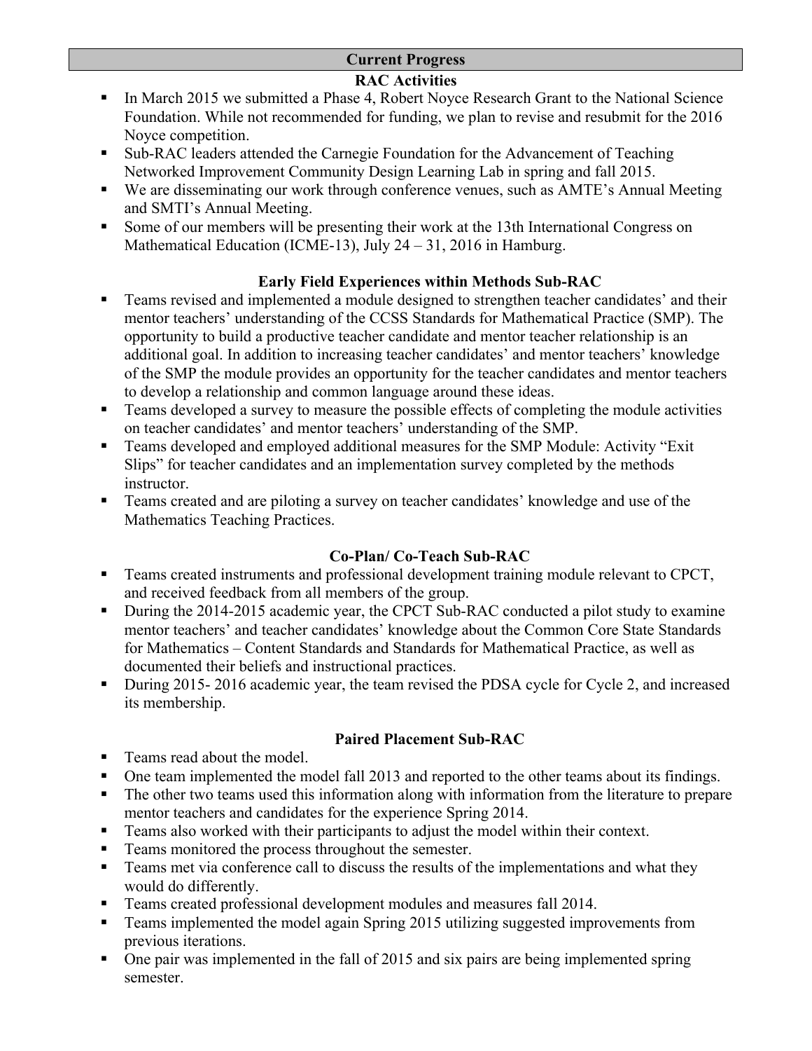## Current Progress

### RAC Activities

- In March 2015 we submitted a Phase 4, Robert Noyce Research Grant to the National Science Foundation. While not recommended for funding, we plan to revise and resubmit for the 2016 Noyce competition.
- Sub-RAC leaders attended the Carnegie Foundation for the Advancement of Teaching Networked Improvement Community Design Learning Lab in spring and fall 2015.
- We are disseminating our work through conference venues, such as AMTE's Annual Meeting and SMTI's Annual Meeting.
- Some of our members will be presenting their work at the 13th International Congress on Mathematical Education (ICME-13), July 24 – 31, 2016 in Hamburg.

### Early Field Experiences within Methods Sub-RAC

- Teams revised and implemented a module designed to strengthen teacher candidates' and their mentor teachers' understanding of the CCSS Standards for Mathematical Practice (SMP). The opportunity to build a productive teacher candidate and mentor teacher relationship is an additional goal. In addition to increasing teacher candidates' and mentor teachers' knowledge of the SMP the module provides an opportunity for the teacher candidates and mentor teachers to develop a relationship and common language around these ideas.
- Teams developed a survey to measure the possible effects of completing the module activities on teacher candidates' and mentor teachers' understanding of the SMP.
- Teams developed and employed additional measures for the SMP Module: Activity "Exit Slips" for teacher candidates and an implementation survey completed by the methods instructor.
- Teams created and are piloting a survey on teacher candidates' knowledge and use of the Mathematics Teaching Practices.

### Co-Plan/ Co-Teach Sub-RAC

- Teams created instruments and professional development training module relevant to CPCT, and received feedback from all members of the group.
- During the 2014-2015 academic year, the CPCT Sub-RAC conducted a pilot study to examine mentor teachers' and teacher candidates' knowledge about the Common Core State Standards for Mathematics – Content Standards and Standards for Mathematical Practice, as well as documented their beliefs and instructional practices.
- During 2015- 2016 academic year, the team revised the PDSA cycle for Cycle 2, and increased its membership.

### Paired Placement Sub-RAC

- Teams read about the model.
- One team implemented the model fall 2013 and reported to the other teams about its findings.
- The other two teams used this information along with information from the literature to prepare mentor teachers and candidates for the experience Spring 2014.
- Teams also worked with their participants to adjust the model within their context.
- Teams monitored the process throughout the semester.
- Teams met via conference call to discuss the results of the implementations and what they would do differently.
- Teams created professional development modules and measures fall 2014.
- Teams implemented the model again Spring 2015 utilizing suggested improvements from previous iterations.
- One pair was implemented in the fall of 2015 and six pairs are being implemented spring semester.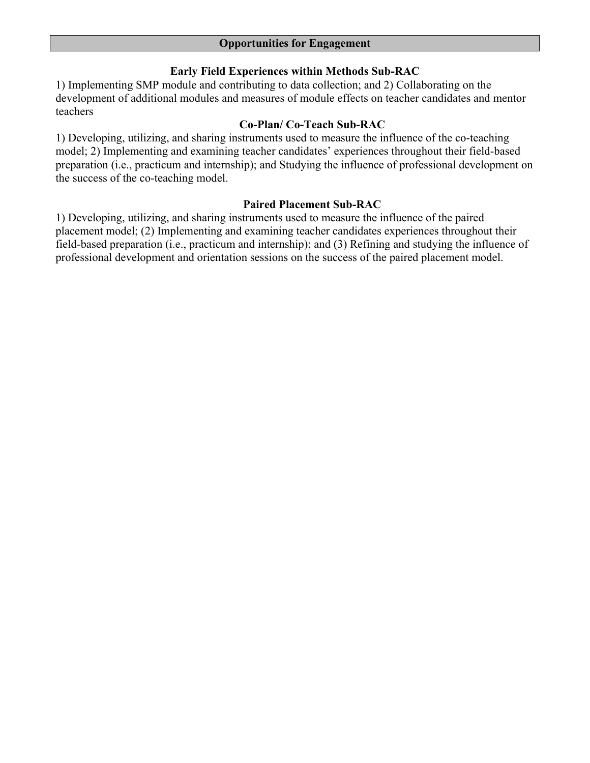## Opportunities for Engagement

### Early Field Experiences within Methods Sub-RAC

1) Implementing SMP module and contributing to data collection; and 2) Collaborating on the development of additional modules and measures of module effects on teacher candidates and mentor teachers

### Co-Plan/ Co-Teach Sub-RAC

1) Developing, utilizing, and sharing instruments used to measure the influence of the co-teaching model; 2) Implementing and examining teacher candidates' experiences throughout their field-based preparation (i.e., practicum and internship); and Studying the influence of professional development on the success of the co-teaching model.

### Paired Placement Sub-RAC

1) Developing, utilizing, and sharing instruments used to measure the influence of the paired placement model; (2) Implementing and examining teacher candidates experiences throughout their field-based preparation (i.e., practicum and internship); and (3) Refining and studying the influence of professional development and orientation sessions on the success of the paired placement model.